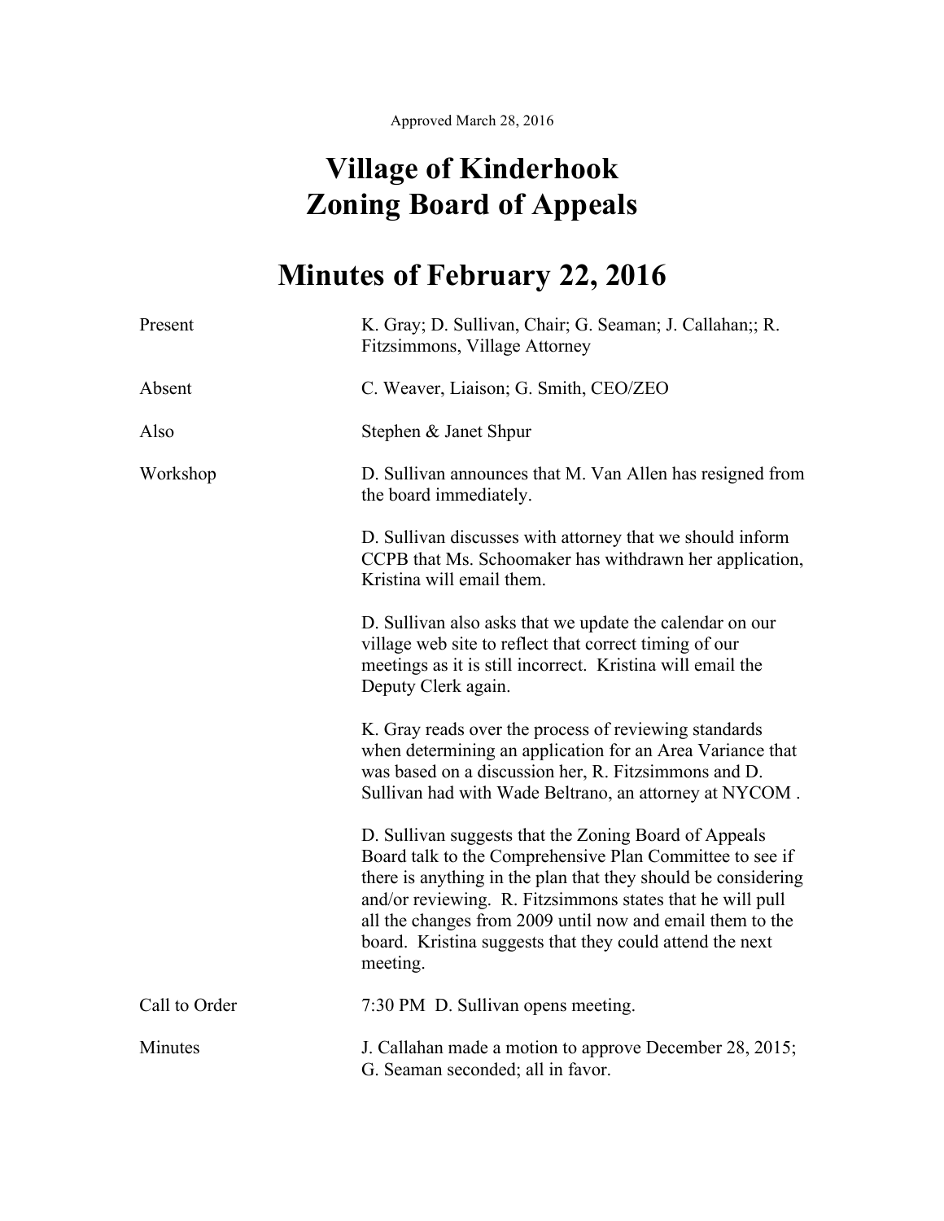Approved March 28, 2016

# Village of Kinderhook
# Zoning Board of Appeals

# Minutes of February 22, 2016

| | |
|---|---|
| Present | K. Gray; D. Sullivan, Chair; G. Seaman; J. Callahan;; R. Fitzsimmons, Village Attorney |
| Absent | C. Weaver, Liaison; G. Smith, CEO/ZEO |
| Also | Stephen & Janet Shpur |
| Workshop | D. Sullivan announces that M. Van Allen has resigned from the board immediately.<br><br>D. Sullivan discusses with attorney that we should inform CCPB that Ms. Schoomaker has withdrawn her application, Kristina will email them.<br><br>D. Sullivan also asks that we update the calendar on our village web site to reflect that correct timing of our meetings as it is still incorrect. Kristina will email the Deputy Clerk again.<br><br>K. Gray reads over the process of reviewing standards when determining an application for an Area Variance that was based on a discussion her, R. Fitzsimmons and D. Sullivan had with Wade Beltrano, an attorney at NYCOM .<br><br>D. Sullivan suggests that the Zoning Board of Appeals Board talk to the Comprehensive Plan Committee to see if there is anything in the plan that they should be considering and/or reviewing. R. Fitzsimmons states that he will pull all the changes from 2009 until now and email them to the board. Kristina suggests that they could attend the next meeting. |
| Call to Order | 7:30 PM D. Sullivan opens meeting. |
| Minutes | J. Callahan made a motion to approve December 28, 2015; G. Seaman seconded; all in favor. |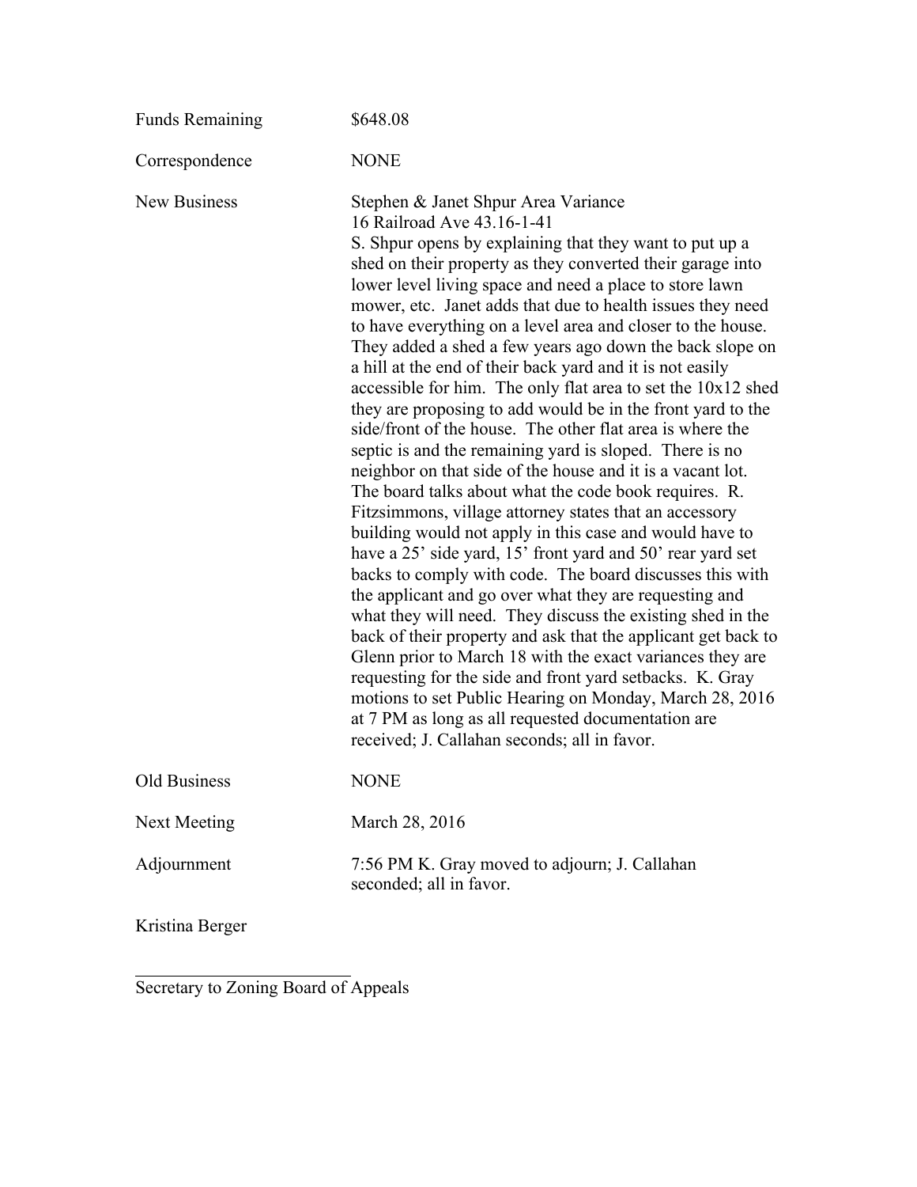| | |
|---|---|
| Funds Remaining | $648.08 |
| Correspondence | NONE |
| New Business | Stephen & Janet Shpur Area Variance<br>16 Railroad Ave 43.16-1-41<br>S. Shpur opens by explaining that they want to put up a shed on their property as they converted their garage into lower level living space and need a place to store lawn mower, etc. Janet adds that due to health issues they need to have everything on a level area and closer to the house. They added a shed a few years ago down the back slope on a hill at the end of their back yard and it is not easily accessible for him. The only flat area to set the 10x12 shed they are proposing to add would be in the front yard to the side/front of the house. The other flat area is where the septic is and the remaining yard is sloped. There is no neighbor on that side of the house and it is a vacant lot. The board talks about what the code book requires. R. Fitzsimmons, village attorney states that an accessory building would not apply in this case and would have to have a 25' side yard, 15' front yard and 50' rear yard set backs to comply with code. The board discusses this with the applicant and go over what they are requesting and what they will need. They discuss the existing shed in the back of their property and ask that the applicant get back to Glenn prior to March 18 with the exact variances they are requesting for the side and front yard setbacks. K. Gray motions to set Public Hearing on Monday, March 28, 2016 at 7 PM as long as all requested documentation are received; J. Callahan seconds; all in favor. |
| Old Business | NONE |
| Next Meeting | March 28, 2016 |
| Adjournment | 7:56 PM K. Gray moved to adjourn; J. Callahan seconded; all in favor. |

Kristina Berger

_________________________
Secretary to Zoning Board of Appeals